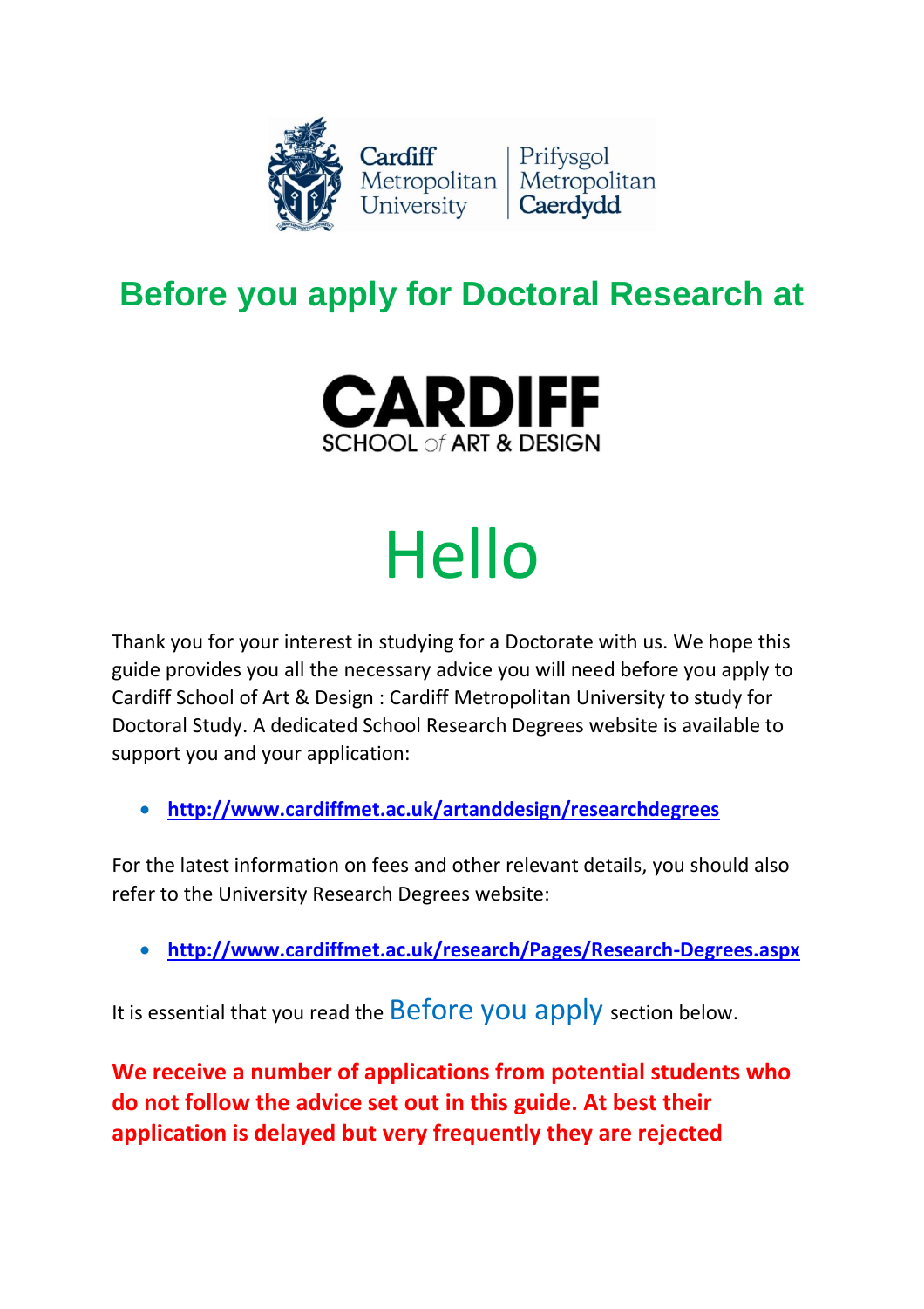Cardiff Metropolitan University | Prifysgol Metropolitan Caerdydd

# Before you apply for Doctoral Research at

CARDIFF SCHOOL of ART & DESIGN

# Hello

Thank you for your interest in studying for a Doctorate with us. We hope this guide provides you all the necessary advice you will need before you apply to Cardiff School of Art & Design : Cardiff Metropolitan University to study for Doctoral Study. A dedicated School Research Degrees website is available to support you and your application:

- **http://www.cardiffmet.ac.uk/artanddesign/researchdegrees**

For the latest information on fees and other relevant details, you should also refer to the University Research Degrees website:

- **http://www.cardiffmet.ac.uk/research/Pages/Research-Degrees.aspx**

It is essential that you read the Before you apply section below.

**We receive a number of applications from potential students who do not follow the advice set out in this guide. At best their application is delayed but very frequently they are rejected**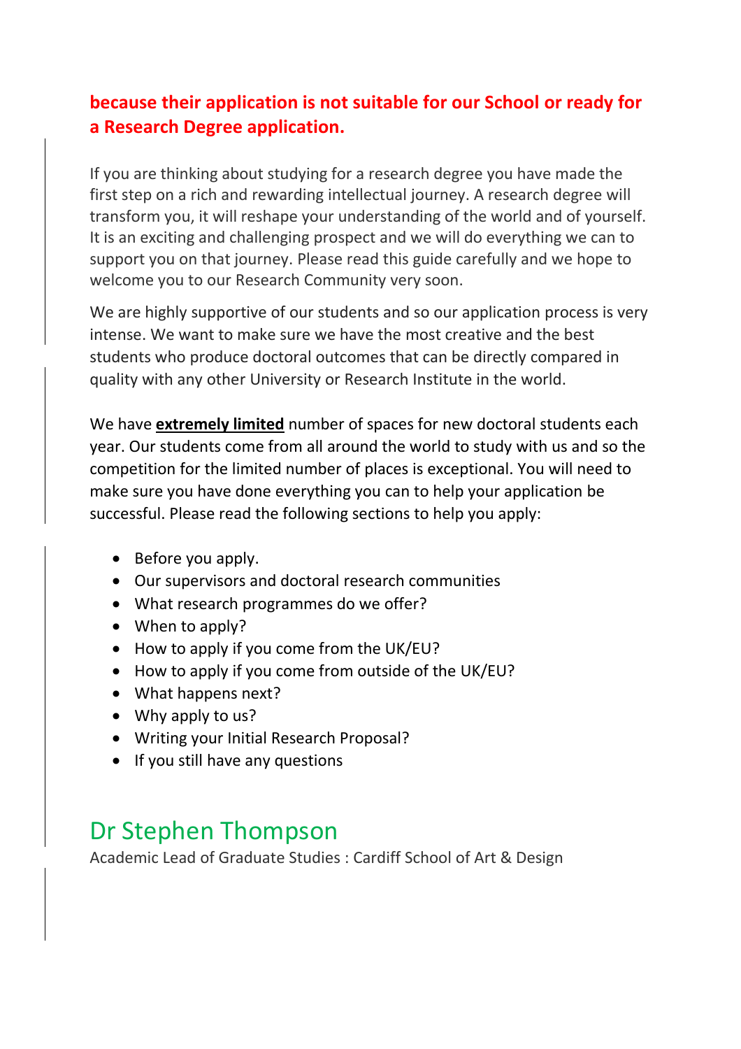**because their application is not suitable for our School or ready for a Research Degree application.**

If you are thinking about studying for a research degree you have made the first step on a rich and rewarding intellectual journey. A research degree will transform you, it will reshape your understanding of the world and of yourself. It is an exciting and challenging prospect and we will do everything we can to support you on that journey. Please read this guide carefully and we hope to welcome you to our Research Community very soon.

We are highly supportive of our students and so our application process is very intense. We want to make sure we have the most creative and the best students who produce doctoral outcomes that can be directly compared in quality with any other University or Research Institute in the world.

We have **extremely limited** number of spaces for new doctoral students each year. Our students come from all around the world to study with us and so the competition for the limited number of places is exceptional. You will need to make sure you have done everything you can to help your application be successful. Please read the following sections to help you apply:

- Before you apply.
- Our supervisors and doctoral research communities
- What research programmes do we offer?
- When to apply?
- How to apply if you come from the UK/EU?
- How to apply if you come from outside of the UK/EU?
- What happens next?
- Why apply to us?
- Writing your Initial Research Proposal?
- If you still have any questions

## Dr Stephen Thompson

Academic Lead of Graduate Studies : Cardiff School of Art & Design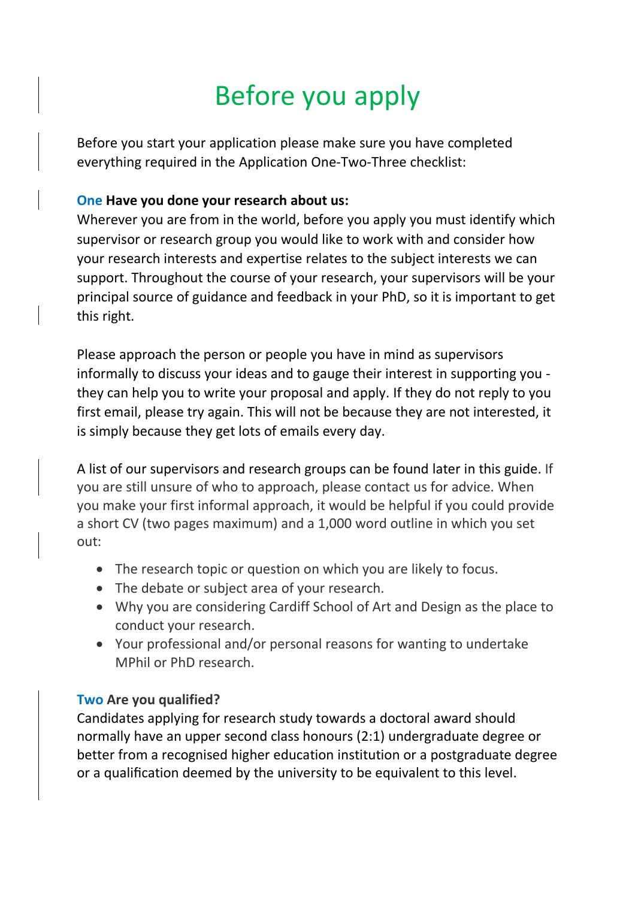# Before you apply

Before you start your application please make sure you have completed everything required in the Application One-Two-Three checklist:

**One Have you done your research about us:**

Wherever you are from in the world, before you apply you must identify which supervisor or research group you would like to work with and consider how your research interests and expertise relates to the subject interests we can support. Throughout the course of your research, your supervisors will be your principal source of guidance and feedback in your PhD, so it is important to get this right.

Please approach the person or people you have in mind as supervisors informally to discuss your ideas and to gauge their interest in supporting you - they can help you to write your proposal and apply. If they do not reply to you first email, please try again. This will not be because they are not interested, it is simply because they get lots of emails every day.

A list of our supervisors and research groups can be found later in this guide. If you are still unsure of who to approach, please contact us for advice. When you make your first informal approach, it would be helpful if you could provide a short CV (two pages maximum) and a 1,000 word outline in which you set out:

- The research topic or question on which you are likely to focus.
- The debate or subject area of your research.
- Why you are considering Cardiff School of Art and Design as the place to conduct your research.
- Your professional and/or personal reasons for wanting to undertake MPhil or PhD research.

**Two Are you qualified?**

Candidates applying for research study towards a doctoral award should normally have an upper second class honours (2:1) undergraduate degree or better from a recognised higher education institution or a postgraduate degree or a qualification deemed by the university to be equivalent to this level.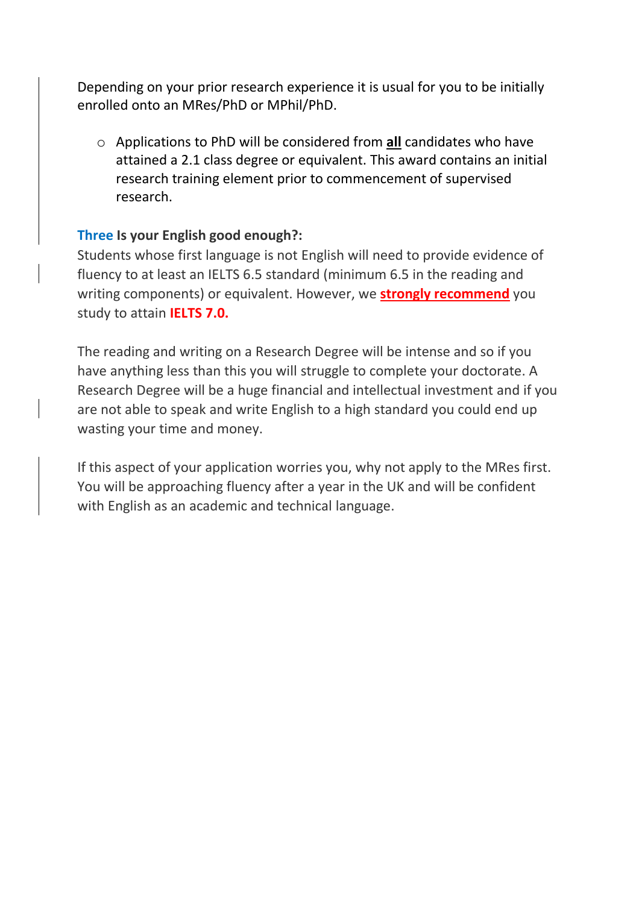Depending on your prior research experience it is usual for you to be initially enrolled onto an MRes/PhD or MPhil/PhD.

- Applications to PhD will be considered from **all** candidates who have attained a 2.1 class degree or equivalent. This award contains an initial research training element prior to commencement of supervised research.

### Three Is your English good enough?:

Students whose first language is not English will need to provide evidence of fluency to at least an IELTS 6.5 standard (minimum 6.5 in the reading and writing components) or equivalent. However, we **strongly recommend** you study to attain **IELTS 7.0.**

The reading and writing on a Research Degree will be intense and so if you have anything less than this you will struggle to complete your doctorate. A Research Degree will be a huge financial and intellectual investment and if you are not able to speak and write English to a high standard you could end up wasting your time and money.

If this aspect of your application worries you, why not apply to the MRes first. You will be approaching fluency after a year in the UK and will be confident with English as an academic and technical language.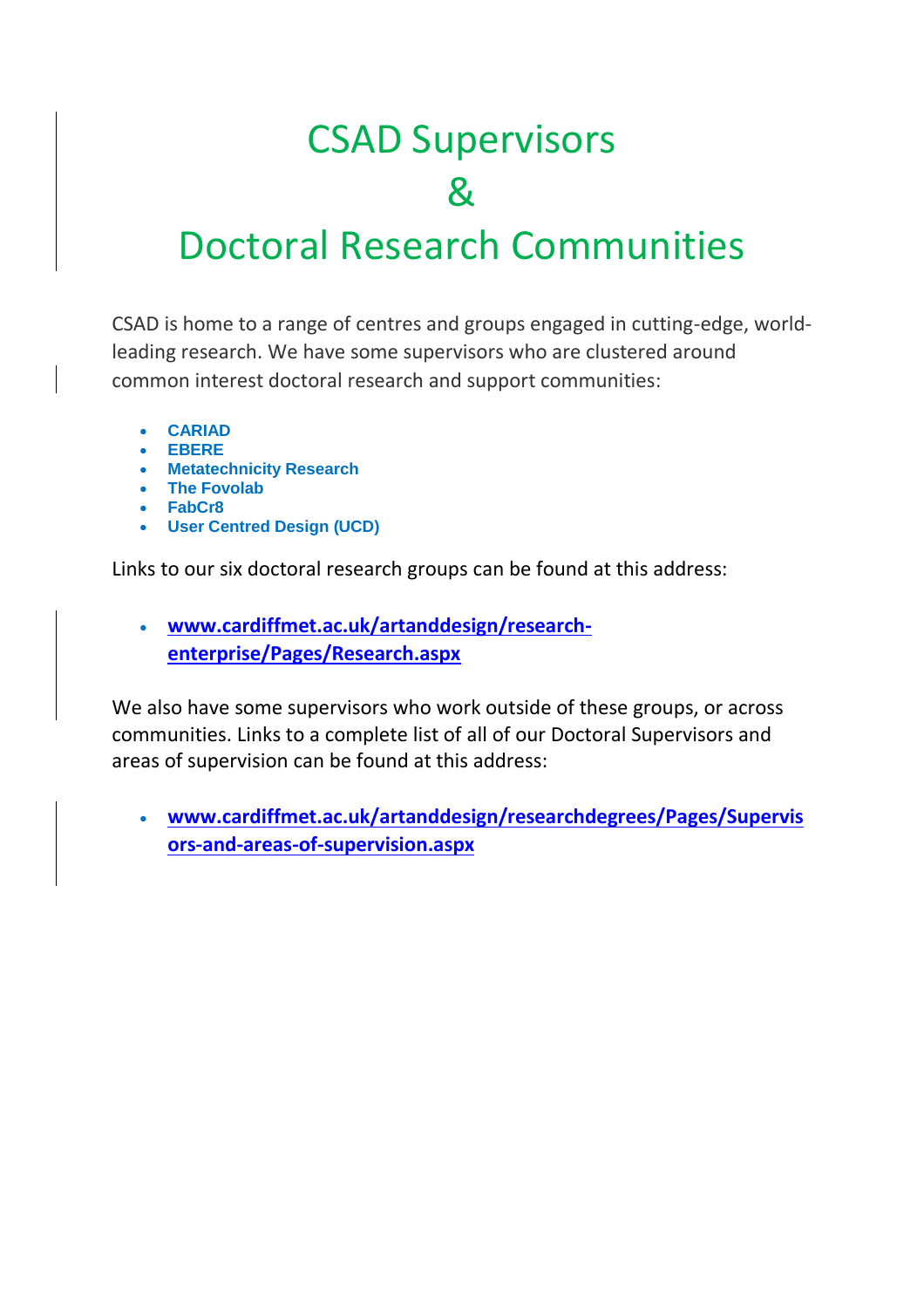# CSAD Supervisors & Doctoral Research Communities

CSAD is home to a range of centres and groups engaged in cutting-edge, world-leading research. We have some supervisors who are clustered around common interest doctoral research and support communities:

- **CARIAD**
- **EBERE**
- **Metatechnicity Research**
- **The Fovolab**
- **FabCr8**
- **User Centred Design (UCD)**

Links to our six doctoral research groups can be found at this address:

- **www.cardiffmet.ac.uk/artanddesign/research-enterprise/Pages/Research.aspx**

We also have some supervisors who work outside of these groups, or across communities. Links to a complete list of all of our Doctoral Supervisors and areas of supervision can be found at this address:

- **www.cardiffmet.ac.uk/artanddesign/researchdegrees/Pages/Supervisors-and-areas-of-supervision.aspx**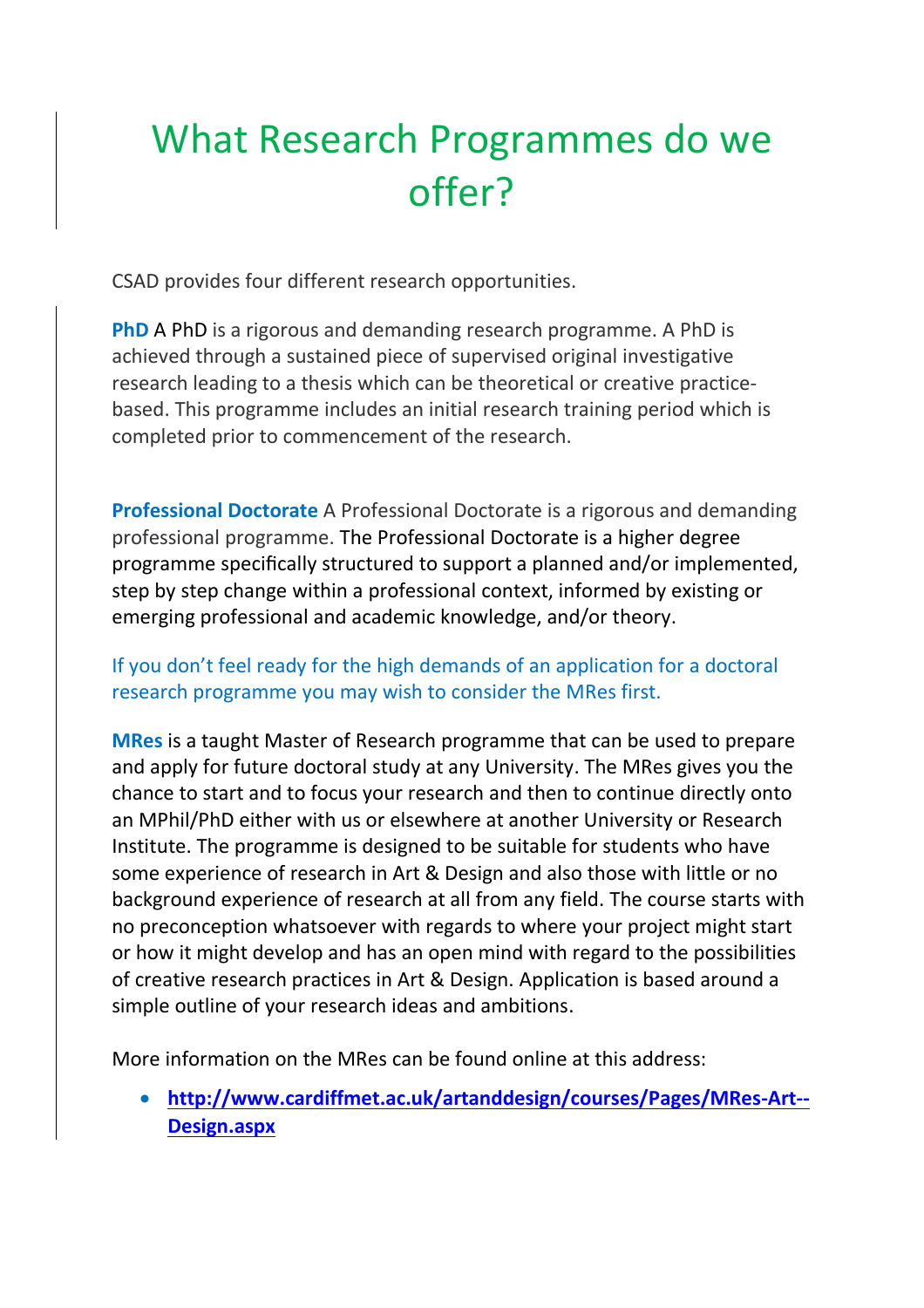# What Research Programmes do we offer?

CSAD provides four different research opportunities.

**PhD** A PhD is a rigorous and demanding research programme. A PhD is achieved through a sustained piece of supervised original investigative research leading to a thesis which can be theoretical or creative practice-based. This programme includes an initial research training period which is completed prior to commencement of the research.

**Professional Doctorate** A Professional Doctorate is a rigorous and demanding professional programme. The Professional Doctorate is a higher degree programme specifically structured to support a planned and/or implemented, step by step change within a professional context, informed by existing or emerging professional and academic knowledge, and/or theory.

If you don't feel ready for the high demands of an application for a doctoral research programme you may wish to consider the MRes first.

**MRes** is a taught Master of Research programme that can be used to prepare and apply for future doctoral study at any University. The MRes gives you the chance to start and to focus your research and then to continue directly onto an MPhil/PhD either with us or elsewhere at another University or Research Institute. The programme is designed to be suitable for students who have some experience of research in Art & Design and also those with little or no background experience of research at all from any field. The course starts with no preconception whatsoever with regards to where your project might start or how it might develop and has an open mind with regard to the possibilities of creative research practices in Art & Design. Application is based around a simple outline of your research ideas and ambitions.

More information on the MRes can be found online at this address:

- **http://www.cardiffmet.ac.uk/artanddesign/courses/Pages/MRes-Art--Design.aspx**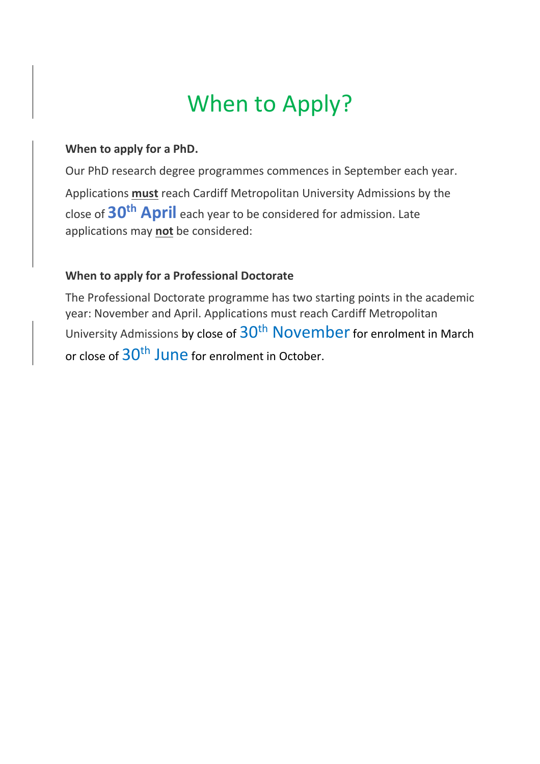# When to Apply?

**When to apply for a PhD.**

Our PhD research degree programmes commences in September each year.

Applications **must** reach Cardiff Metropolitan University Admissions by the close of **30th April** each year to be considered for admission. Late applications may **not** be considered:

**When to apply for a Professional Doctorate**

The Professional Doctorate programme has two starting points in the academic year: November and April. Applications must reach Cardiff Metropolitan University Admissions by close of 30th November for enrolment in March or close of 30th June for enrolment in October.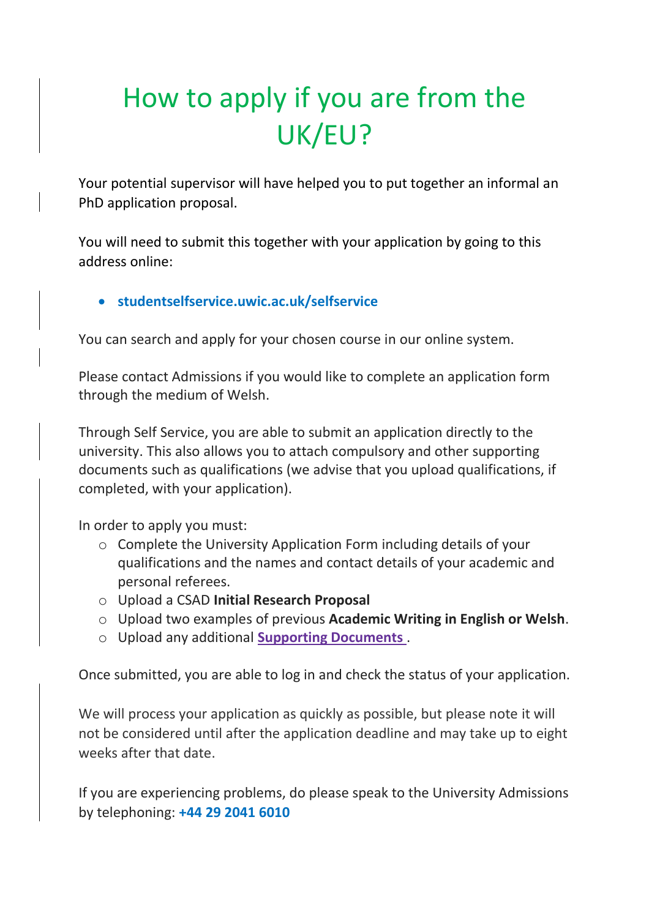# How to apply if you are from the UK/EU?

Your potential supervisor will have helped you to put together an informal an PhD application proposal.

You will need to submit this together with your application by going to this address online:

- **studentselfservice.uwic.ac.uk/selfservice**

You can search and apply for your chosen course in our online system.

Please contact Admissions if you would like to complete an application form through the medium of Welsh.

Through Self Service, you are able to submit an application directly to the university. This also allows you to attach compulsory and other supporting documents such as qualifications (we advise that you upload qualifications, if completed, with your application).

In order to apply you must:

- Complete the University Application Form including details of your qualifications and the names and contact details of your academic and personal referees.
- Upload a CSAD **Initial Research Proposal**
- Upload two examples of previous **Academic Writing in English or Welsh**.
- Upload any additional **Supporting Documents** .

Once submitted, you are able to log in and check the status of your application.

We will process your application as quickly as possible, but please note it will not be considered until after the application deadline and may take up to eight weeks after that date.

If you are experiencing problems, do please speak to the University Admissions by telephoning: **+44 29 2041 6010**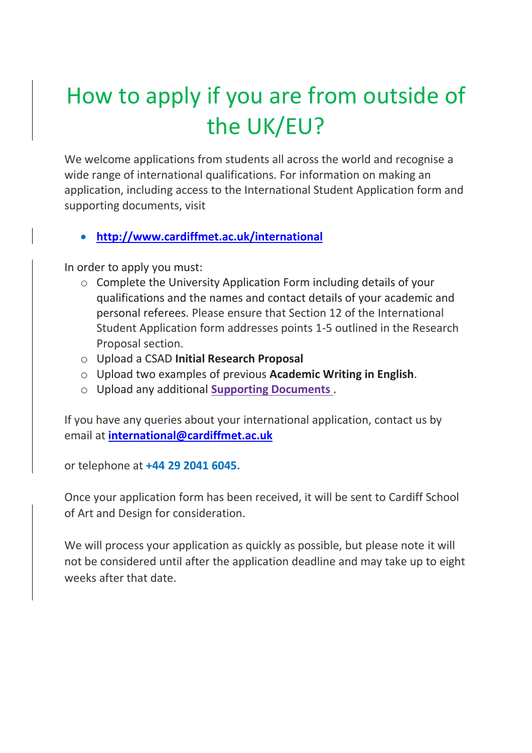# How to apply if you are from outside of the UK/EU?

We welcome applications from students all across the world and recognise a wide range of international qualifications. For information on making an application, including access to the International Student Application form and supporting documents, visit

- **http://www.cardiffmet.ac.uk/international**

In order to apply you must:

- Complete the University Application Form including details of your qualifications and the names and contact details of your academic and personal referees. Please ensure that Section 12 of the International Student Application form addresses points 1-5 outlined in the Research Proposal section.
- Upload a CSAD **Initial Research Proposal**
- Upload two examples of previous **Academic Writing in English**.
- Upload any additional **Supporting Documents** .

If you have any queries about your international application, contact us by email at **international@cardiffmet.ac.uk**

or telephone at **+44 29 2041 6045.**

Once your application form has been received, it will be sent to Cardiff School of Art and Design for consideration.

We will process your application as quickly as possible, but please note it will not be considered until after the application deadline and may take up to eight weeks after that date.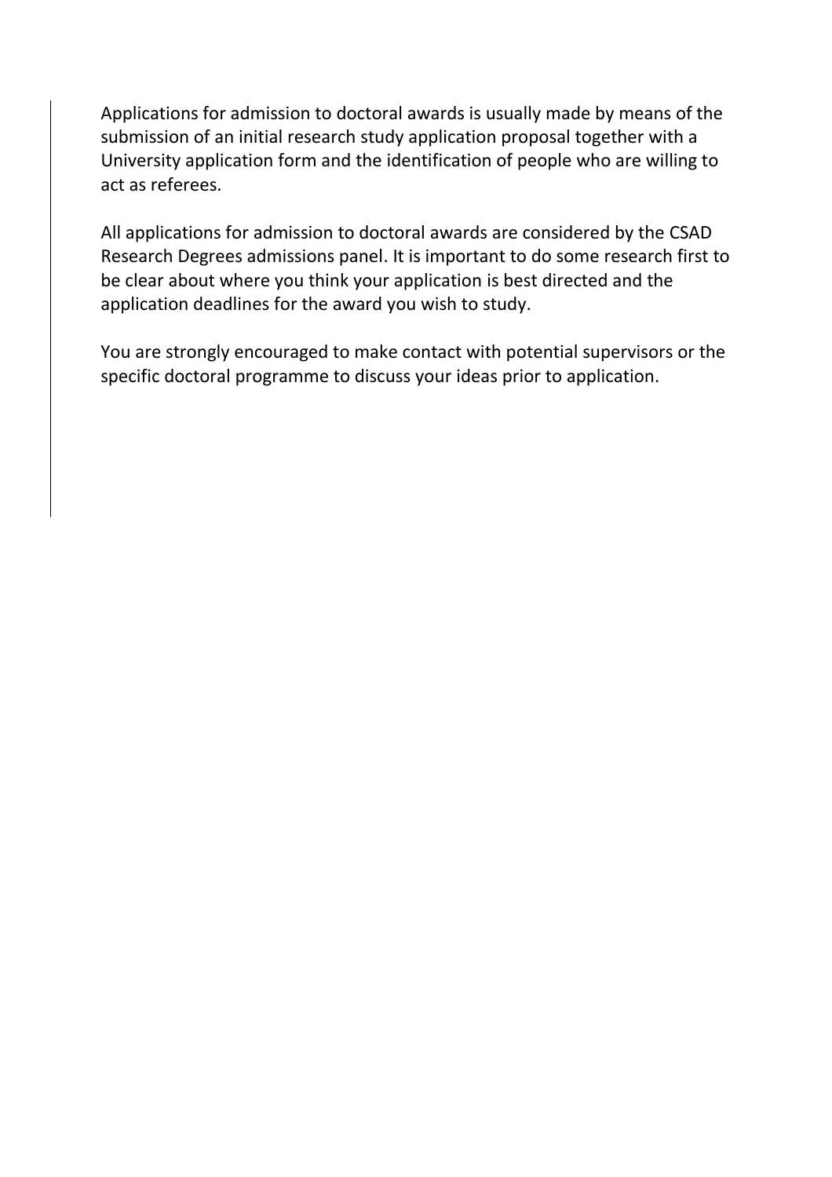Applications for admission to doctoral awards is usually made by means of the submission of an initial research study application proposal together with a University application form and the identification of people who are willing to act as referees.

All applications for admission to doctoral awards are considered by the CSAD Research Degrees admissions panel. It is important to do some research first to be clear about where you think your application is best directed and the application deadlines for the award you wish to study.

You are strongly encouraged to make contact with potential supervisors or the specific doctoral programme to discuss your ideas prior to application.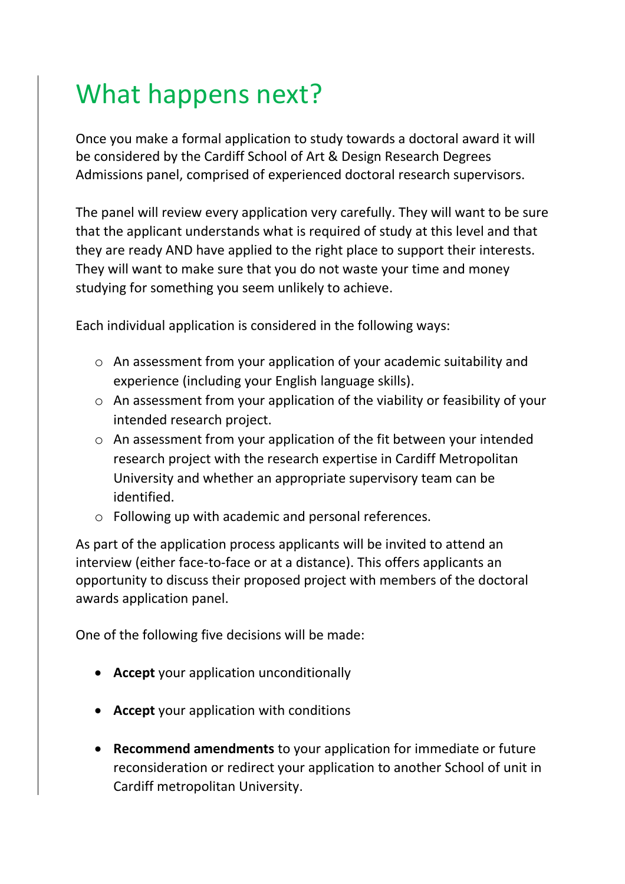# What happens next?

Once you make a formal application to study towards a doctoral award it will be considered by the Cardiff School of Art & Design Research Degrees Admissions panel, comprised of experienced doctoral research supervisors.

The panel will review every application very carefully. They will want to be sure that the applicant understands what is required of study at this level and that they are ready AND have applied to the right place to support their interests. They will want to make sure that you do not waste your time and money studying for something you seem unlikely to achieve.

Each individual application is considered in the following ways:

- An assessment from your application of your academic suitability and experience (including your English language skills).
- An assessment from your application of the viability or feasibility of your intended research project.
- An assessment from your application of the fit between your intended research project with the research expertise in Cardiff Metropolitan University and whether an appropriate supervisory team can be identified.
- Following up with academic and personal references.

As part of the application process applicants will be invited to attend an interview (either face-to-face or at a distance). This offers applicants an opportunity to discuss their proposed project with members of the doctoral awards application panel.

One of the following five decisions will be made:

- **Accept** your application unconditionally
- **Accept** your application with conditions
- **Recommend amendments** to your application for immediate or future reconsideration or redirect your application to another School of unit in Cardiff metropolitan University.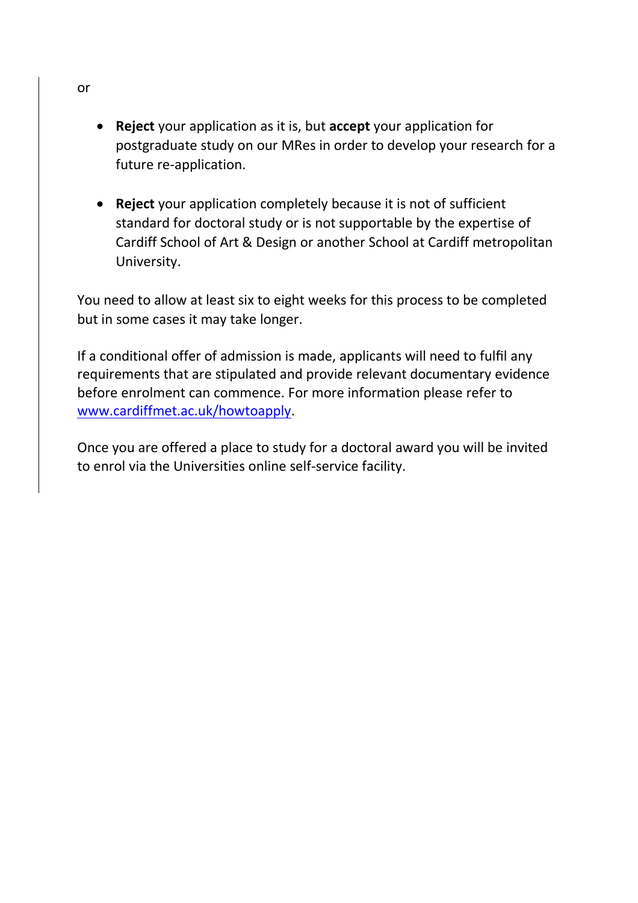or

- **Reject** your application as it is, but **accept** your application for postgraduate study on our MRes in order to develop your research for a future re-application.

- **Reject** your application completely because it is not of sufficient standard for doctoral study or is not supportable by the expertise of Cardiff School of Art & Design or another School at Cardiff metropolitan University.

You need to allow at least six to eight weeks for this process to be completed but in some cases it may take longer.

If a conditional offer of admission is made, applicants will need to fulfil any requirements that are stipulated and provide relevant documentary evidence before enrolment can commence. For more information please refer to [www.cardiffmet.ac.uk/howtoapply](www.cardiffmet.ac.uk/howtoapply).

Once you are offered a place to study for a doctoral award you will be invited to enrol via the Universities online self-service facility.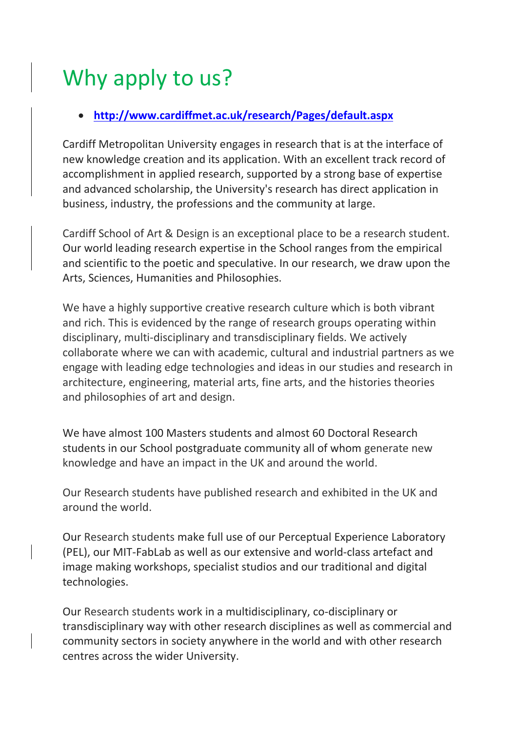# Why apply to us?

- **http://www.cardiffmet.ac.uk/research/Pages/default.aspx**

Cardiff Metropolitan University engages in research that is at the interface of new knowledge creation and its application. With an excellent track record of accomplishment in applied research, supported by a strong base of expertise and advanced scholarship, the University's research has direct application in business, industry, the professions and the community at large.

Cardiff School of Art & Design is an exceptional place to be a research student. Our world leading research expertise in the School ranges from the empirical and scientific to the poetic and speculative. In our research, we draw upon the Arts, Sciences, Humanities and Philosophies.

We have a highly supportive creative research culture which is both vibrant and rich. This is evidenced by the range of research groups operating within disciplinary, multi-disciplinary and transdisciplinary fields. We actively collaborate where we can with academic, cultural and industrial partners as we engage with leading edge technologies and ideas in our studies and research in architecture, engineering, material arts, fine arts, and the histories theories and philosophies of art and design.

We have almost 100 Masters students and almost 60 Doctoral Research students in our School postgraduate community all of whom generate new knowledge and have an impact in the UK and around the world.

Our Research students have published research and exhibited in the UK and around the world.

Our Research students make full use of our Perceptual Experience Laboratory (PEL), our MIT-FabLab as well as our extensive and world-class artefact and image making workshops, specialist studios and our traditional and digital technologies.

Our Research students work in a multidisciplinary, co-disciplinary or transdisciplinary way with other research disciplines as well as commercial and community sectors in society anywhere in the world and with other research centres across the wider University.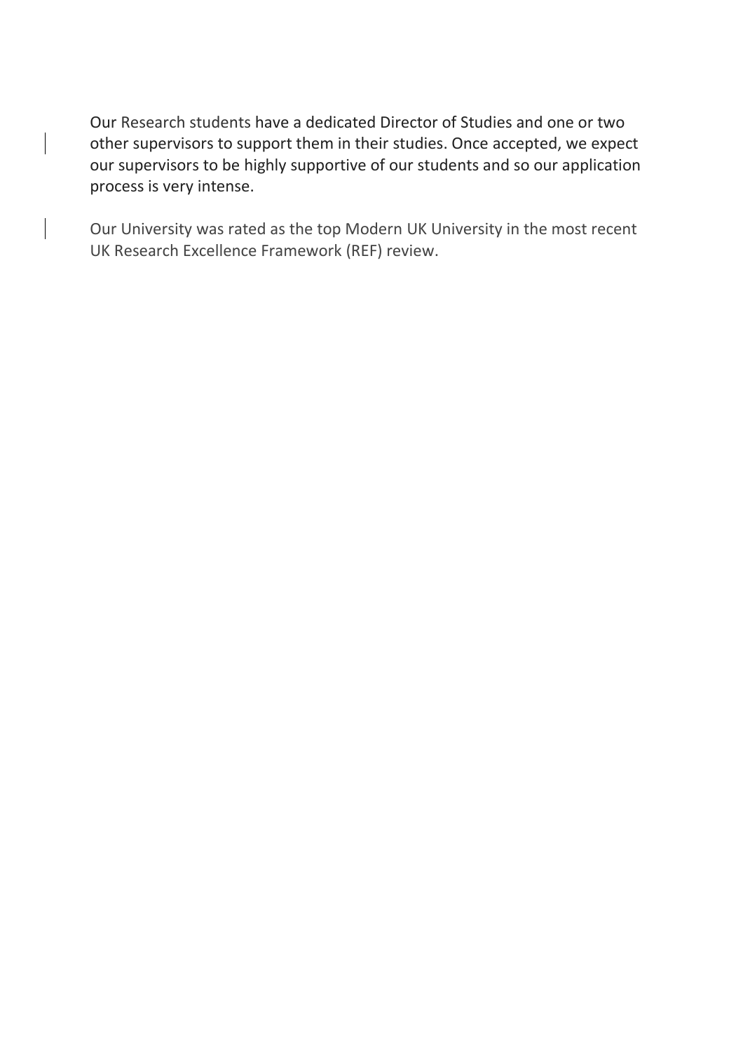Our Research students have a dedicated Director of Studies and one or two other supervisors to support them in their studies. Once accepted, we expect our supervisors to be highly supportive of our students and so our application process is very intense.

Our University was rated as the top Modern UK University in the most recent UK Research Excellence Framework (REF) review.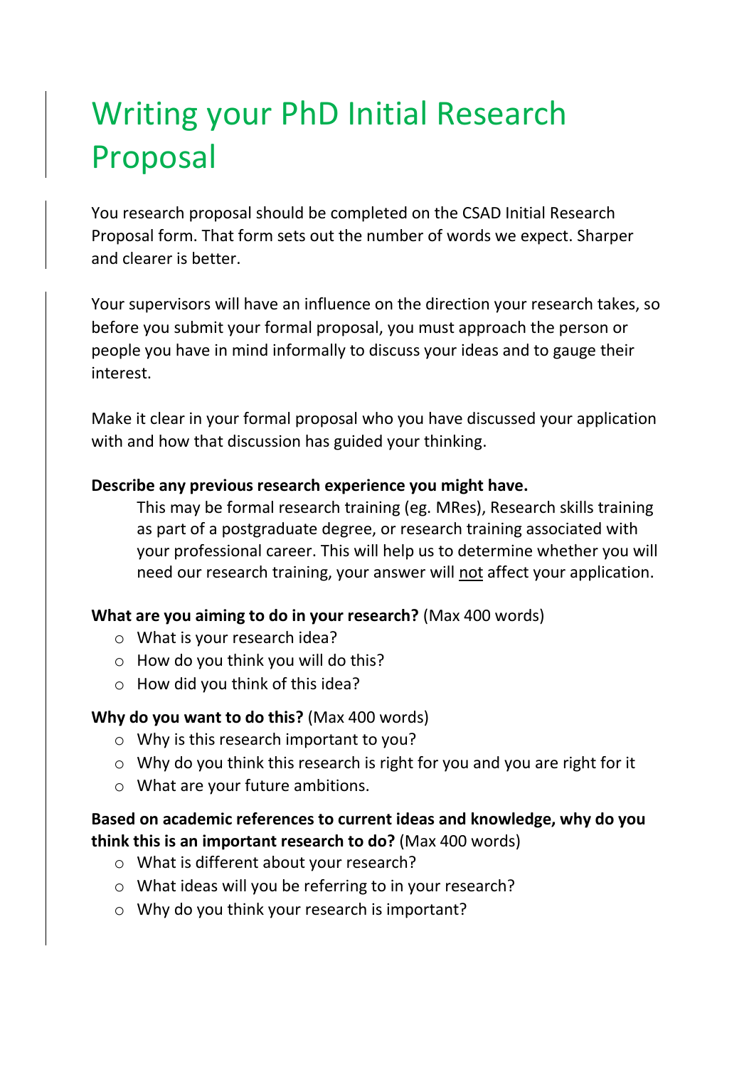# Writing your PhD Initial Research Proposal

You research proposal should be completed on the CSAD Initial Research Proposal form. That form sets out the number of words we expect. Sharper and clearer is better.

Your supervisors will have an influence on the direction your research takes, so before you submit your formal proposal, you must approach the person or people you have in mind informally to discuss your ideas and to gauge their interest.

Make it clear in your formal proposal who you have discussed your application with and how that discussion has guided your thinking.

**Describe any previous research experience you might have.**

This may be formal research training (eg. MRes), Research skills training as part of a postgraduate degree, or research training associated with your professional career. This will help us to determine whether you will need our research training, your answer will <u>not</u> affect your application.

**What are you aiming to do in your research?** (Max 400 words)

- What is your research idea?
- How do you think you will do this?
- How did you think of this idea?

**Why do you want to do this?** (Max 400 words)

- Why is this research important to you?
- Why do you think this research is right for you and you are right for it
- What are your future ambitions.

**Based on academic references to current ideas and knowledge, why do you think this is an important research to do?** (Max 400 words)

- What is different about your research?
- What ideas will you be referring to in your research?
- Why do you think your research is important?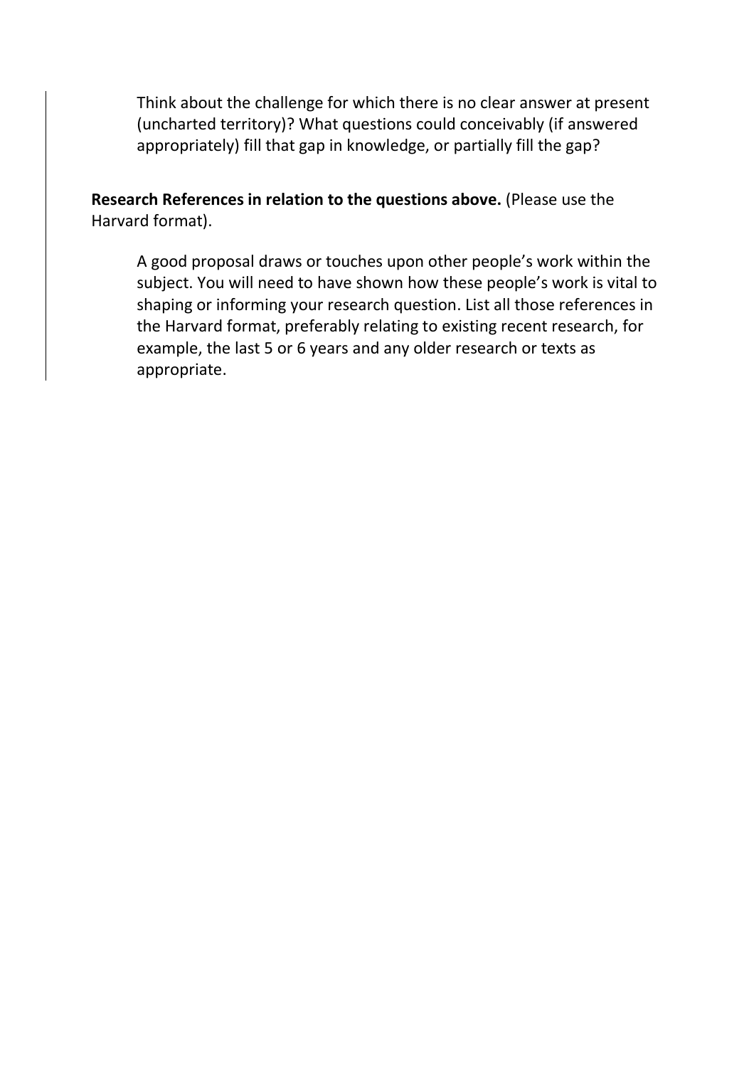Think about the challenge for which there is no clear answer at present (uncharted territory)? What questions could conceivably (if answered appropriately) fill that gap in knowledge, or partially fill the gap?

**Research References in relation to the questions above.** (Please use the Harvard format).

A good proposal draws or touches upon other people's work within the subject. You will need to have shown how these people's work is vital to shaping or informing your research question. List all those references in the Harvard format, preferably relating to existing recent research, for example, the last 5 or 6 years and any older research or texts as appropriate.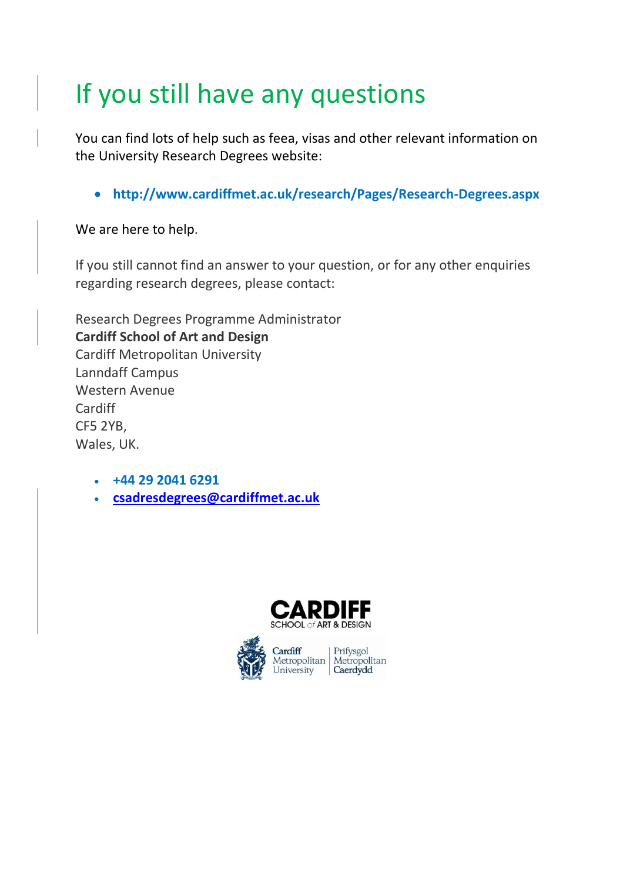# If you still have any questions

You can find lots of help such as feea, visas and other relevant information on the University Research Degrees website:

- **http://www.cardiffmet.ac.uk/research/Pages/Research-Degrees.aspx**

We are here to help.

If you still cannot find an answer to your question, or for any other enquiries regarding research degrees, please contact:

Research Degrees Programme Administrator
**Cardiff School of Art and Design**
Cardiff Metropolitan University
Lanndaff Campus
Western Avenue
Cardiff
CF5 2YB,
Wales, UK.

- **+44 29 2041 6291**
- **csadresdegrees@cardiffmet.ac.uk**